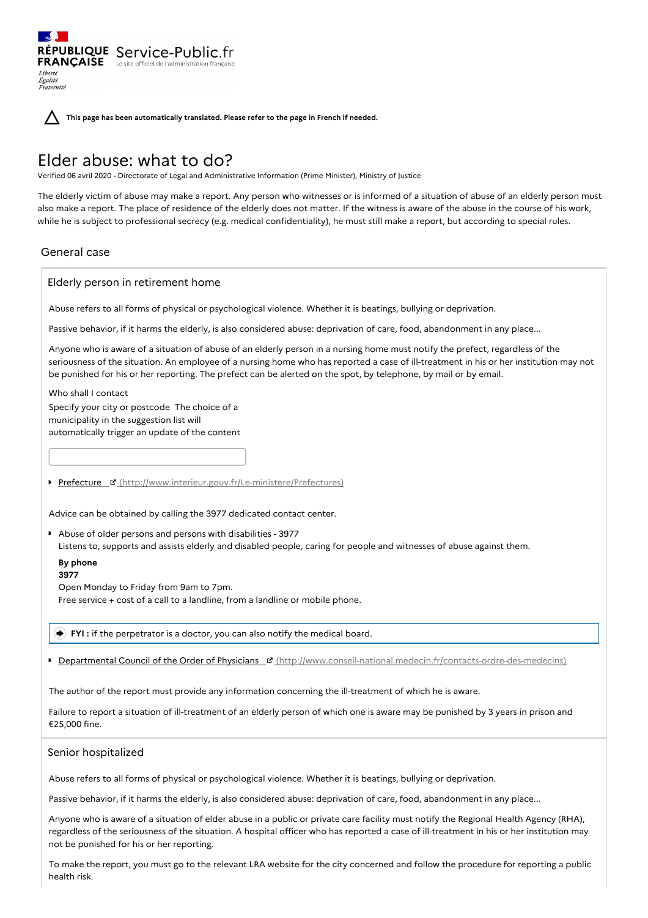RÉPUBLIQUE FRANÇAISE Service-Public.fr
Le site officiel de l'administration française

*Liberté Égalité Fraternité*

**This page has been automatically translated. Please refer to the page in French if needed.**

# Elder abuse: what to do?

Verified 06 avril 2020 - Directorate of Legal and Administrative Information (Prime Minister), Ministry of Justice

The elderly victim of abuse may make a report. Any person who witnesses or is informed of a situation of abuse of an elderly person must also make a report. The place of residence of the elderly does not matter. If the witness is aware of the abuse in the course of his work, while he is subject to professional secrecy (e.g. medical confidentiality), he must still make a report, but according to special rules.

## General case

### Elderly person in retirement home

Abuse refers to all forms of physical or psychological violence. Whether it is beatings, bullying or deprivation.

Passive behavior, if it harms the elderly, is also considered abuse: deprivation of care, food, abandonment in any place...

Anyone who is aware of a situation of abuse of an elderly person in a nursing home must notify the prefect, regardless of the seriousness of the situation. An employee of a nursing home who has reported a case of ill-treatment in his or her institution may not be punished for his or her reporting. The prefect can be alerted on the spot, by telephone, by mail or by email.

Who shall I contact

Specify your city or postcode The choice of a municipality in the suggestion list will automatically trigger an update of the content

- Prefecture (http://www.interieur.gouv.fr/Le-ministere/Prefectures)

Advice can be obtained by calling the 3977 dedicated contact center.

- Abuse of older persons and persons with disabilities - 3977
  Listens to, supports and assists elderly and disabled people, caring for people and witnesses of abuse against them.

  **By phone**
  **3977**
  Open Monday to Friday from 9am to 7pm.
  Free service + cost of a call to a landline, from a landline or mobile phone.

**FYI :** if the perpetrator is a doctor, you can also notify the medical board.

- Departmental Council of the Order of Physicians (http://www.conseil-national.medecin.fr/contacts-ordre-des-medecins)

The author of the report must provide any information concerning the ill-treatment of which he is aware.

Failure to report a situation of ill-treatment of an elderly person of which one is aware may be punished by 3 years in prison and €25,000 fine.

### Senior hospitalized

Abuse refers to all forms of physical or psychological violence. Whether it is beatings, bullying or deprivation.

Passive behavior, if it harms the elderly, is also considered abuse: deprivation of care, food, abandonment in any place...

Anyone who is aware of a situation of elder abuse in a public or private care facility must notify the Regional Health Agency (RHA), regardless of the seriousness of the situation. A hospital officer who has reported a case of ill-treatment in his or her institution may not be punished for his or her reporting.

To make the report, you must go to the relevant LRA website for the city concerned and follow the procedure for reporting a public health risk.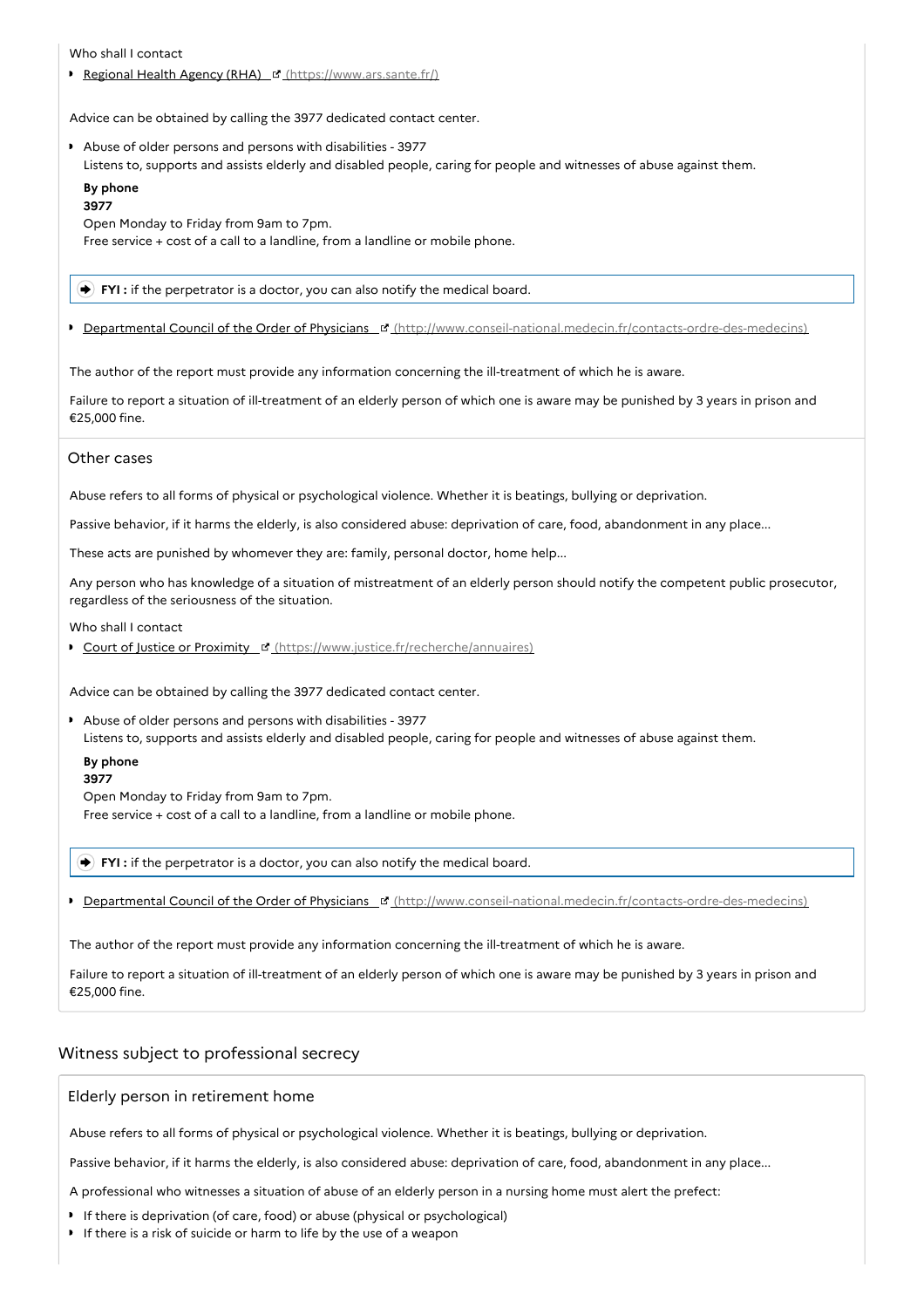Who shall I contact

- [Regional Health Agency (RHA)](https://www.ars.sante.fr/) (https://www.ars.sante.fr/)

Advice can be obtained by calling the 3977 dedicated contact center.

- Abuse of older persons and persons with disabilities - 3977
  Listens to, supports and assists elderly and disabled people, caring for people and witnesses of abuse against them.

  **By phone**
  **3977**
  Open Monday to Friday from 9am to 7pm.
  Free service + cost of a call to a landline, from a landline or mobile phone.

> **FYI :** if the perpetrator is a doctor, you can also notify the medical board.

- [Departmental Council of the Order of Physicians](http://www.conseil-national.medecin.fr/contacts-ordre-des-medecins) (http://www.conseil-national.medecin.fr/contacts-ordre-des-medecins)

The author of the report must provide any information concerning the ill-treatment of which he is aware.

Failure to report a situation of ill-treatment of an elderly person of which one is aware may be punished by 3 years in prison and €25,000 fine.

### Other cases

Abuse refers to all forms of physical or psychological violence. Whether it is beatings, bullying or deprivation.

Passive behavior, if it harms the elderly, is also considered abuse: deprivation of care, food, abandonment in any place...

These acts are punished by whomever they are: family, personal doctor, home help...

Any person who has knowledge of a situation of mistreatment of an elderly person should notify the competent public prosecutor, regardless of the seriousness of the situation.

Who shall I contact

- [Court of Justice or Proximity](https://www.justice.fr/recherche/annuaires) (https://www.justice.fr/recherche/annuaires)

Advice can be obtained by calling the 3977 dedicated contact center.

- Abuse of older persons and persons with disabilities - 3977
  Listens to, supports and assists elderly and disabled people, caring for people and witnesses of abuse against them.

  **By phone**
  **3977**
  Open Monday to Friday from 9am to 7pm.
  Free service + cost of a call to a landline, from a landline or mobile phone.

> **FYI :** if the perpetrator is a doctor, you can also notify the medical board.

- [Departmental Council of the Order of Physicians](http://www.conseil-national.medecin.fr/contacts-ordre-des-medecins) (http://www.conseil-national.medecin.fr/contacts-ordre-des-medecins)

The author of the report must provide any information concerning the ill-treatment of which he is aware.

Failure to report a situation of ill-treatment of an elderly person of which one is aware may be punished by 3 years in prison and €25,000 fine.

## Witness subject to professional secrecy

### Elderly person in retirement home

Abuse refers to all forms of physical or psychological violence. Whether it is beatings, bullying or deprivation.

Passive behavior, if it harms the elderly, is also considered abuse: deprivation of care, food, abandonment in any place...

A professional who witnesses a situation of abuse of an elderly person in a nursing home must alert the prefect:

- If there is deprivation (of care, food) or abuse (physical or psychological)
- If there is a risk of suicide or harm to life by the use of a weapon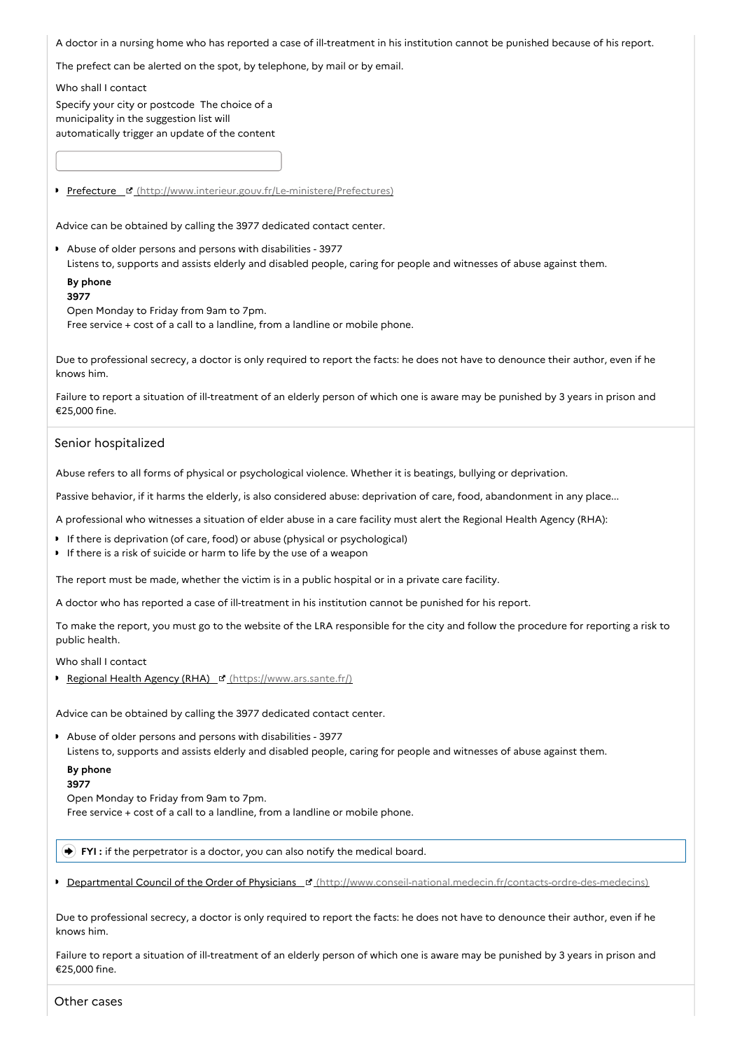A doctor in a nursing home who has reported a case of ill-treatment in his institution cannot be punished because of his report.

The prefect can be alerted on the spot, by telephone, by mail or by email.

Who shall I contact

Specify your city or postcode The choice of a municipality in the suggestion list will automatically trigger an update of the content

- Prefecture (http://www.interieur.gouv.fr/Le-ministere/Prefectures)

Advice can be obtained by calling the 3977 dedicated contact center.

- Abuse of older persons and persons with disabilities - 3977
  Listens to, supports and assists elderly and disabled people, caring for people and witnesses of abuse against them.

  **By phone**
  **3977**
  Open Monday to Friday from 9am to 7pm.
  Free service + cost of a call to a landline, from a landline or mobile phone.

Due to professional secrecy, a doctor is only required to report the facts: he does not have to denounce their author, even if he knows him.

Failure to report a situation of ill-treatment of an elderly person of which one is aware may be punished by 3 years in prison and €25,000 fine.

## Senior hospitalized

Abuse refers to all forms of physical or psychological violence. Whether it is beatings, bullying or deprivation.

Passive behavior, if it harms the elderly, is also considered abuse: deprivation of care, food, abandonment in any place...

A professional who witnesses a situation of elder abuse in a care facility must alert the Regional Health Agency (RHA):

- If there is deprivation (of care, food) or abuse (physical or psychological)
- If there is a risk of suicide or harm to life by the use of a weapon

The report must be made, whether the victim is in a public hospital or in a private care facility.

A doctor who has reported a case of ill-treatment in his institution cannot be punished for his report.

To make the report, you must go to the website of the LRA responsible for the city and follow the procedure for reporting a risk to public health.

Who shall I contact

- Regional Health Agency (RHA) (https://www.ars.sante.fr/)

Advice can be obtained by calling the 3977 dedicated contact center.

- Abuse of older persons and persons with disabilities - 3977
  Listens to, supports and assists elderly and disabled people, caring for people and witnesses of abuse against them.

  **By phone**
  **3977**
  Open Monday to Friday from 9am to 7pm.
  Free service + cost of a call to a landline, from a landline or mobile phone.

**FYI :** if the perpetrator is a doctor, you can also notify the medical board.

- Departmental Council of the Order of Physicians (http://www.conseil-national.medecin.fr/contacts-ordre-des-medecins)

Due to professional secrecy, a doctor is only required to report the facts: he does not have to denounce their author, even if he knows him.

Failure to report a situation of ill-treatment of an elderly person of which one is aware may be punished by 3 years in prison and €25,000 fine.

## Other cases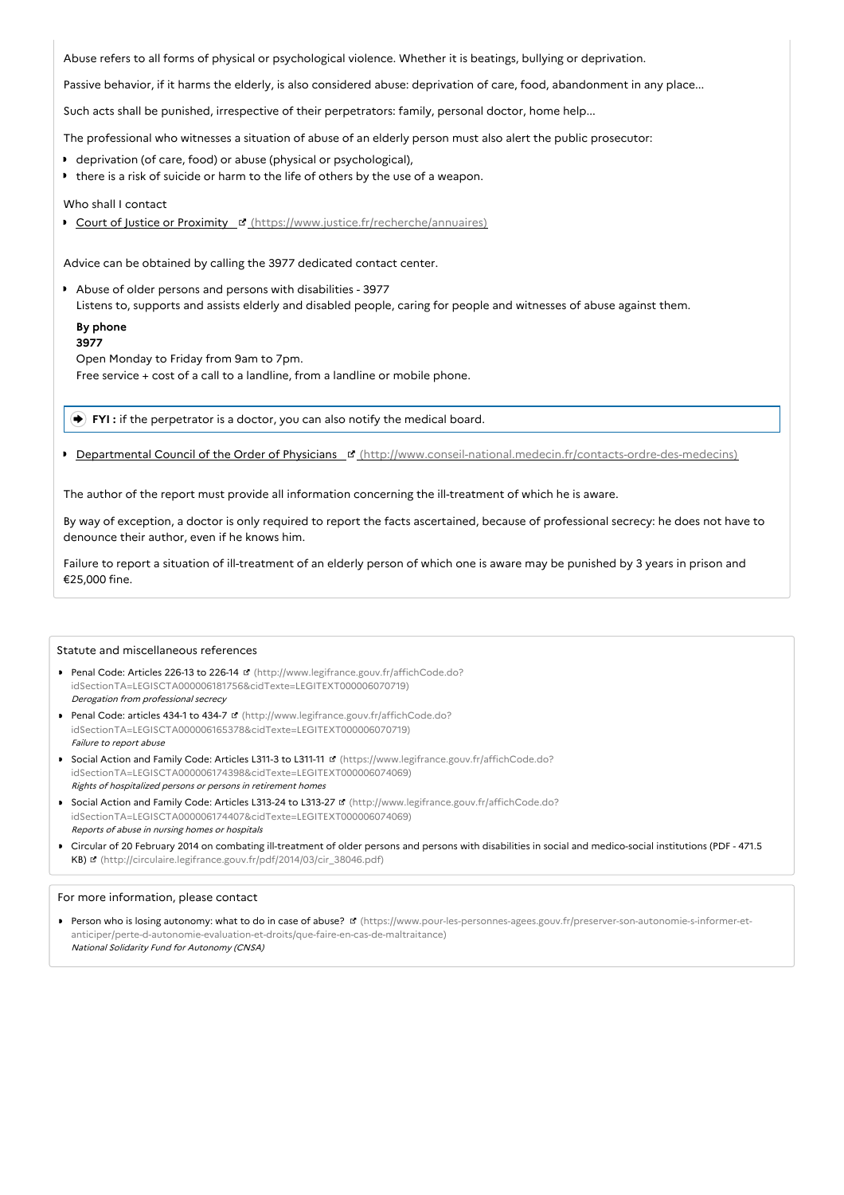Abuse refers to all forms of physical or psychological violence. Whether it is beatings, bullying or deprivation.

Passive behavior, if it harms the elderly, is also considered abuse: deprivation of care, food, abandonment in any place...

Such acts shall be punished, irrespective of their perpetrators: family, personal doctor, home help...

The professional who witnesses a situation of abuse of an elderly person must also alert the public prosecutor:

- deprivation (of care, food) or abuse (physical or psychological),
- there is a risk of suicide or harm to the life of others by the use of a weapon.

Who shall I contact

- Court of Justice or Proximity (https://www.justice.fr/recherche/annuaires)

Advice can be obtained by calling the 3977 dedicated contact center.

- Abuse of older persons and persons with disabilities - 3977
  Listens to, supports and assists elderly and disabled people, caring for people and witnesses of abuse against them.

  **By phone**
  **3977**
  Open Monday to Friday from 9am to 7pm.
  Free service + cost of a call to a landline, from a landline or mobile phone.

> **FYI :** if the perpetrator is a doctor, you can also notify the medical board.

- Departmental Council of the Order of Physicians (http://www.conseil-national.medecin.fr/contacts-ordre-des-medecins)

The author of the report must provide all information concerning the ill-treatment of which he is aware.

By way of exception, a doctor is only required to report the facts ascertained, because of professional secrecy: he does not have to denounce their author, even if he knows him.

Failure to report a situation of ill-treatment of an elderly person of which one is aware may be punished by 3 years in prison and €25,000 fine.

## Statute and miscellaneous references

- Penal Code: Articles 226-13 to 226-14 (http://www.legifrance.gouv.fr/affichCode.do?idSectionTA=LEGISCTA000006181756&cidTexte=LEGITEXT000006070719)
  *Derogation from professional secrecy*
- Penal Code: articles 434-1 to 434-7 (http://www.legifrance.gouv.fr/affichCode.do?idSectionTA=LEGISCTA000006165378&cidTexte=LEGITEXT000006070719)
  *Failure to report abuse*
- Social Action and Family Code: Articles L311-3 to L311-11 (https://www.legifrance.gouv.fr/affichCode.do?idSectionTA=LEGISCTA000006174398&cidTexte=LEGITEXT000006074069)
  *Rights of hospitalized persons or persons in retirement homes*
- Social Action and Family Code: Articles L313-24 to L313-27 (http://www.legifrance.gouv.fr/affichCode.do?idSectionTA=LEGISCTA000006174407&cidTexte=LEGITEXT000006074069)
  *Reports of abuse in nursing homes or hospitals*
- Circular of 20 February 2014 on combating ill-treatment of older persons and persons with disabilities in social and medico-social institutions (PDF - 471.5 KB) (http://circulaire.legifrance.gouv.fr/pdf/2014/03/cir_38046.pdf)

## For more information, please contact

- Person who is losing autonomy: what to do in case of abuse? (https://www.pour-les-personnes-agees.gouv.fr/preserver-son-autonomie-s-informer-et-anticiper/perte-d-autonomie-evaluation-et-droits/que-faire-en-cas-de-maltraitance)
  *National Solidarity Fund for Autonomy (CNSA)*